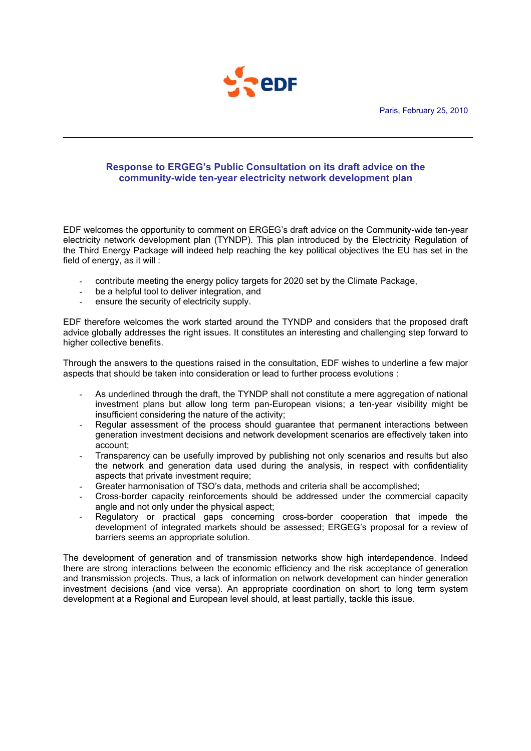Paris, February 25, 2010

## Response to ERGEG's Public Consultation on its draft advice on the community-wide ten-year electricity network development plan

EDF welcomes the opportunity to comment on ERGEG's draft advice on the Community-wide ten-year electricity network development plan (TYNDP). This plan introduced by the Electricity Regulation of the Third Energy Package will indeed help reaching the key political objectives the EU has set in the field of energy, as it will :

- contribute meeting the energy policy targets for 2020 set by the Climate Package,
- be a helpful tool to deliver integration, and
- ensure the security of electricity supply.

EDF therefore welcomes the work started around the TYNDP and considers that the proposed draft advice globally addresses the right issues. It constitutes an interesting and challenging step forward to higher collective benefits.

Through the answers to the questions raised in the consultation, EDF wishes to underline a few major aspects that should be taken into consideration or lead to further process evolutions :

- As underlined through the draft, the TYNDP shall not constitute a mere aggregation of national investment plans but allow long term pan-European visions; a ten-year visibility might be insufficient considering the nature of the activity;
- Regular assessment of the process should guarantee that permanent interactions between generation investment decisions and network development scenarios are effectively taken into account;
- Transparency can be usefully improved by publishing not only scenarios and results but also the network and generation data used during the analysis, in respect with confidentiality aspects that private investment require;
- Greater harmonisation of TSO's data, methods and criteria shall be accomplished;
- Cross-border capacity reinforcements should be addressed under the commercial capacity angle and not only under the physical aspect;
- Regulatory or practical gaps concerning cross-border cooperation that impede the development of integrated markets should be assessed; ERGEG's proposal for a review of barriers seems an appropriate solution.

The development of generation and of transmission networks show high interdependence. Indeed there are strong interactions between the economic efficiency and the risk acceptance of generation and transmission projects. Thus, a lack of information on network development can hinder generation investment decisions (and vice versa). An appropriate coordination on short to long term system development at a Regional and European level should, at least partially, tackle this issue.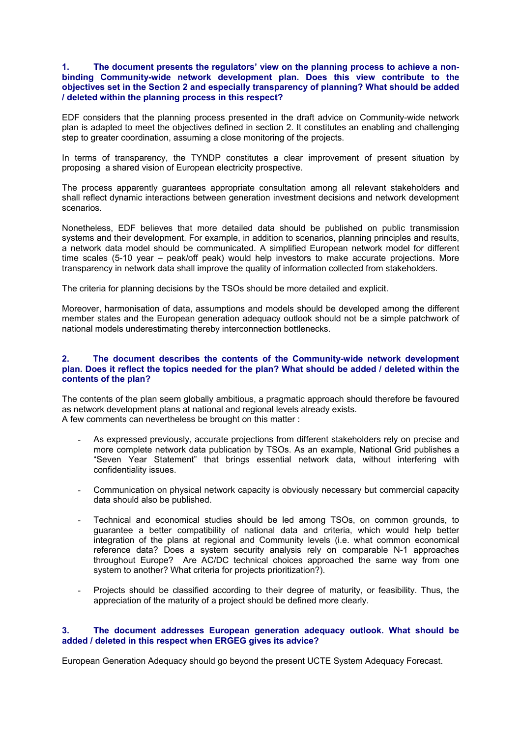**1. The document presents the regulators' view on the planning process to achieve a non-binding Community-wide network development plan. Does this view contribute to the objectives set in the Section 2 and especially transparency of planning? What should be added / deleted within the planning process in this respect?**

EDF considers that the planning process presented in the draft advice on Community-wide network plan is adapted to meet the objectives defined in section 2. It constitutes an enabling and challenging step to greater coordination, assuming a close monitoring of the projects.

In terms of transparency, the TYNDP constitutes a clear improvement of present situation by proposing a shared vision of European electricity prospective.

The process apparently guarantees appropriate consultation among all relevant stakeholders and shall reflect dynamic interactions between generation investment decisions and network development scenarios.

Nonetheless, EDF believes that more detailed data should be published on public transmission systems and their development. For example, in addition to scenarios, planning principles and results, a network data model should be communicated. A simplified European network model for different time scales (5-10 year – peak/off peak) would help investors to make accurate projections. More transparency in network data shall improve the quality of information collected from stakeholders.

The criteria for planning decisions by the TSOs should be more detailed and explicit.

Moreover, harmonisation of data, assumptions and models should be developed among the different member states and the European generation adequacy outlook should not be a simple patchwork of national models underestimating thereby interconnection bottlenecks.

**2. The document describes the contents of the Community-wide network development plan. Does it reflect the topics needed for the plan? What should be added / deleted within the contents of the plan?**

The contents of the plan seem globally ambitious, a pragmatic approach should therefore be favoured as network development plans at national and regional levels already exists.
A few comments can nevertheless be brought on this matter :

- As expressed previously, accurate projections from different stakeholders rely on precise and more complete network data publication by TSOs. As an example, National Grid publishes a "Seven Year Statement" that brings essential network data, without interfering with confidentiality issues.
- Communication on physical network capacity is obviously necessary but commercial capacity data should also be published.
- Technical and economical studies should be led among TSOs, on common grounds, to guarantee a better compatibility of national data and criteria, which would help better integration of the plans at regional and Community levels (i.e. what common economical reference data? Does a system security analysis rely on comparable N-1 approaches throughout Europe? Are AC/DC technical choices approached the same way from one system to another? What criteria for projects prioritization?).
- Projects should be classified according to their degree of maturity, or feasibility. Thus, the appreciation of the maturity of a project should be defined more clearly.

**3. The document addresses European generation adequacy outlook. What should be added / deleted in this respect when ERGEG gives its advice?**

European Generation Adequacy should go beyond the present UCTE System Adequacy Forecast.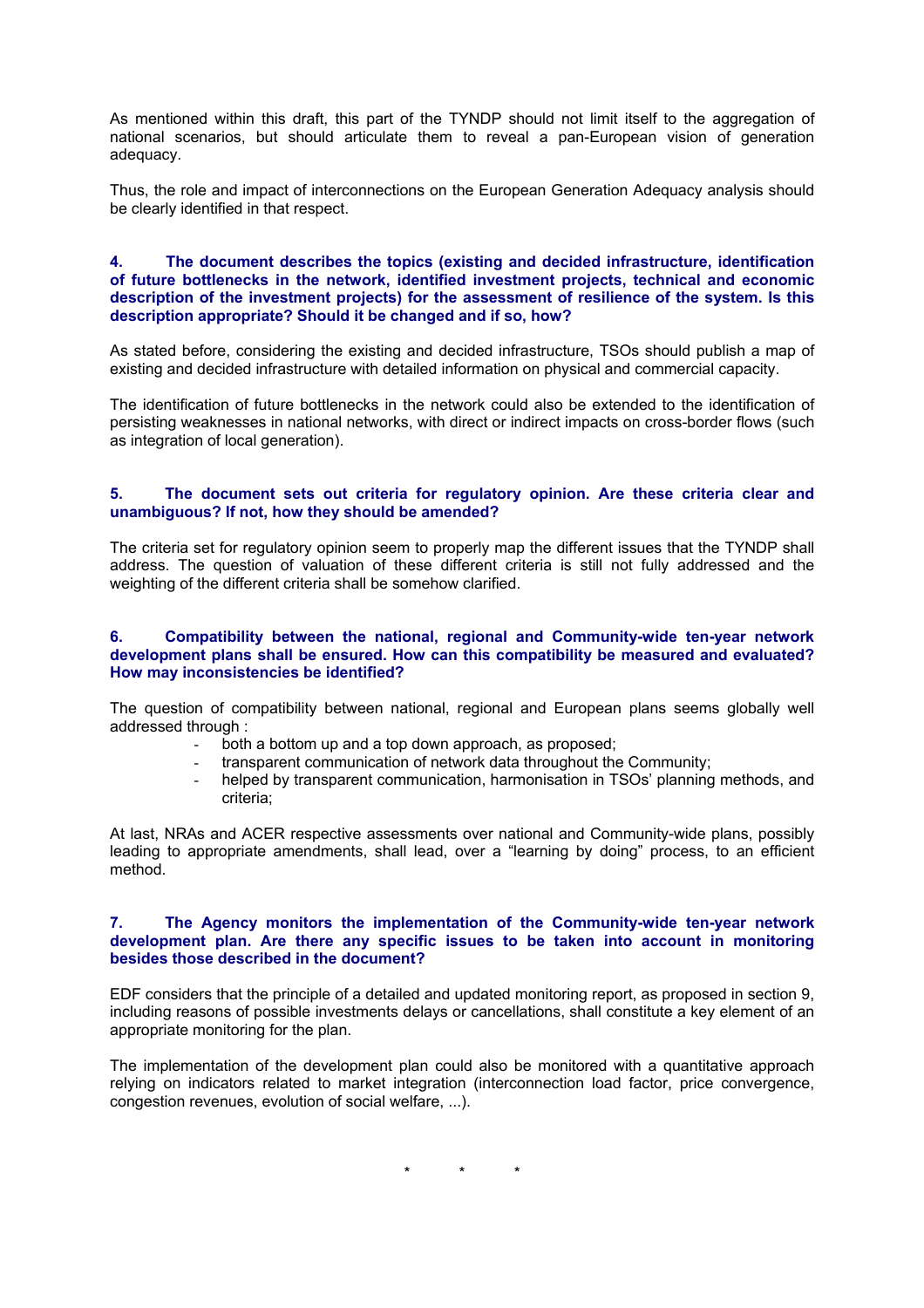As mentioned within this draft, this part of the TYNDP should not limit itself to the aggregation of national scenarios, but should articulate them to reveal a pan-European vision of generation adequacy.

Thus, the role and impact of interconnections on the European Generation Adequacy analysis should be clearly identified in that respect.

**4. The document describes the topics (existing and decided infrastructure, identification of future bottlenecks in the network, identified investment projects, technical and economic description of the investment projects) for the assessment of resilience of the system. Is this description appropriate? Should it be changed and if so, how?**

As stated before, considering the existing and decided infrastructure, TSOs should publish a map of existing and decided infrastructure with detailed information on physical and commercial capacity.

The identification of future bottlenecks in the network could also be extended to the identification of persisting weaknesses in national networks, with direct or indirect impacts on cross-border flows (such as integration of local generation).

**5. The document sets out criteria for regulatory opinion. Are these criteria clear and unambiguous? If not, how they should be amended?**

The criteria set for regulatory opinion seem to properly map the different issues that the TYNDP shall address. The question of valuation of these different criteria is still not fully addressed and the weighting of the different criteria shall be somehow clarified.

**6. Compatibility between the national, regional and Community-wide ten-year network development plans shall be ensured. How can this compatibility be measured and evaluated? How may inconsistencies be identified?**

The question of compatibility between national, regional and European plans seems globally well addressed through :

- both a bottom up and a top down approach, as proposed;
- transparent communication of network data throughout the Community;
- helped by transparent communication, harmonisation in TSOs' planning methods, and criteria;

At last, NRAs and ACER respective assessments over national and Community-wide plans, possibly leading to appropriate amendments, shall lead, over a "learning by doing" process, to an efficient method.

**7. The Agency monitors the implementation of the Community-wide ten-year network development plan. Are there any specific issues to be taken into account in monitoring besides those described in the document?**

EDF considers that the principle of a detailed and updated monitoring report, as proposed in section 9, including reasons of possible investments delays or cancellations, shall constitute a key element of an appropriate monitoring for the plan.

The implementation of the development plan could also be monitored with a quantitative approach relying on indicators related to market integration (interconnection load factor, price convergence, congestion revenues, evolution of social welfare, ...).

\* \* \*